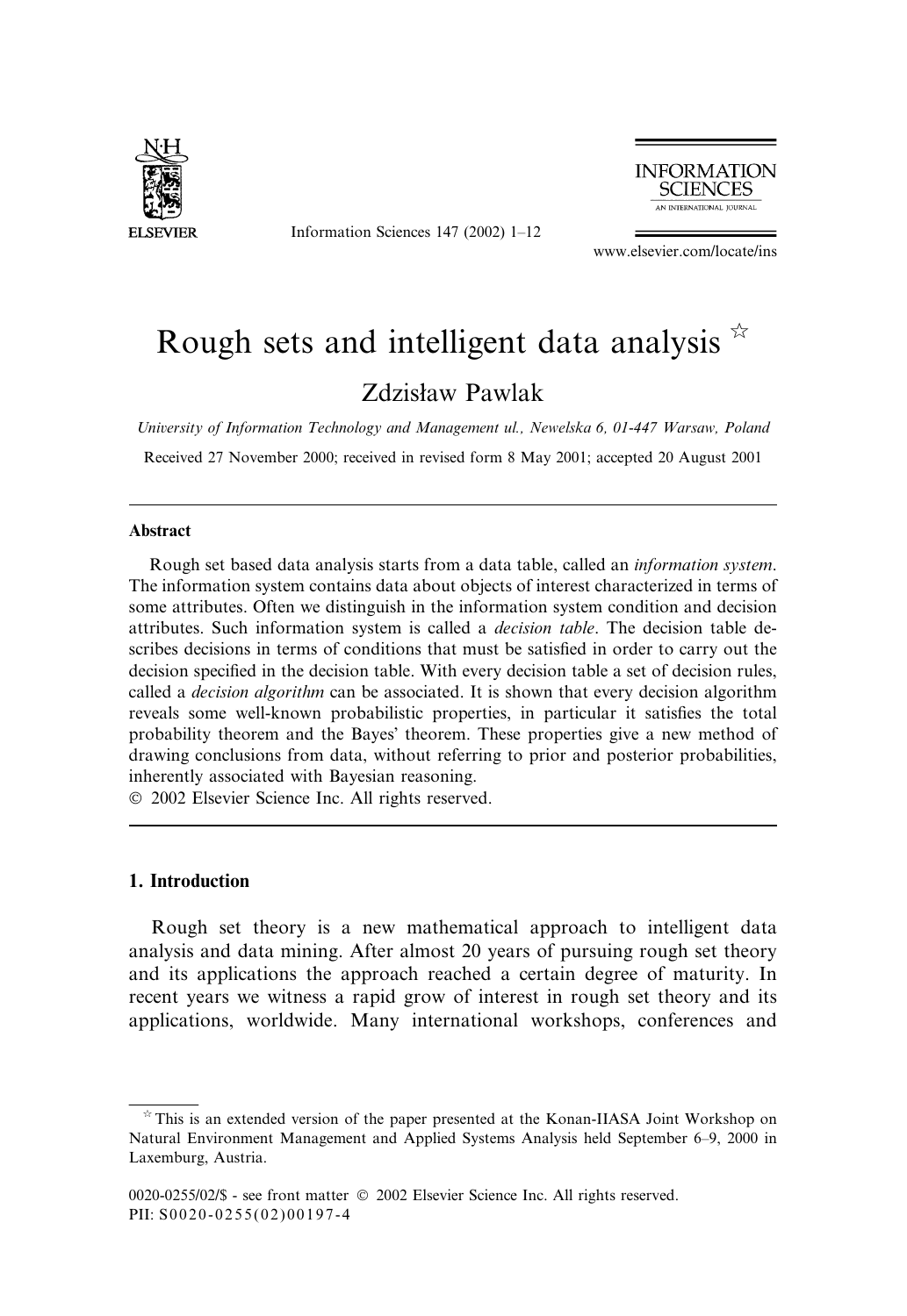# Rough sets and intelligent data analysis ☆

Zdzisław Pawlak

*University of Information Technology and Management ul., Newelska 6, 01-447 Warsaw, Poland*

Received 27 November 2000; received in revised form 8 May 2001; accepted 20 August 2001

## Abstract

Rough set based data analysis starts from a data table, called an *information system*. The information system contains data about objects of interest characterized in terms of some attributes. Often we distinguish in the information system condition and decision attributes. Such information system is called a *decision table*. The decision table describes decisions in terms of conditions that must be satisfied in order to carry out the decision specified in the decision table. With every decision table a set of decision rules, called a *decision algorithm* can be associated. It is shown that every decision algorithm reveals some well-known probabilistic properties, in particular it satisfies the total probability theorem and the Bayes' theorem. These properties give a new method of drawing conclusions from data, without referring to prior and posterior probabilities, inherently associated with Bayesian reasoning.

© 2002 Elsevier Science Inc. All rights reserved.

## 1. Introduction

Rough set theory is a new mathematical approach to intelligent data analysis and data mining. After almost 20 years of pursuing rough set theory and its applications the approach reached a certain degree of maturity. In recent years we witness a rapid grow of interest in rough set theory and its applications, worldwide. Many international workshops, conferences and

☆ This is an extended version of the paper presented at the Konan-IIASA Joint Workshop on Natural Environment Management and Applied Systems Analysis held September 6–9, 2000 in Laxemburg, Austria.

0020-0255/02/$ - see front matter © 2002 Elsevier Science Inc. All rights reserved.
PII: S0020-0255(02)00197-4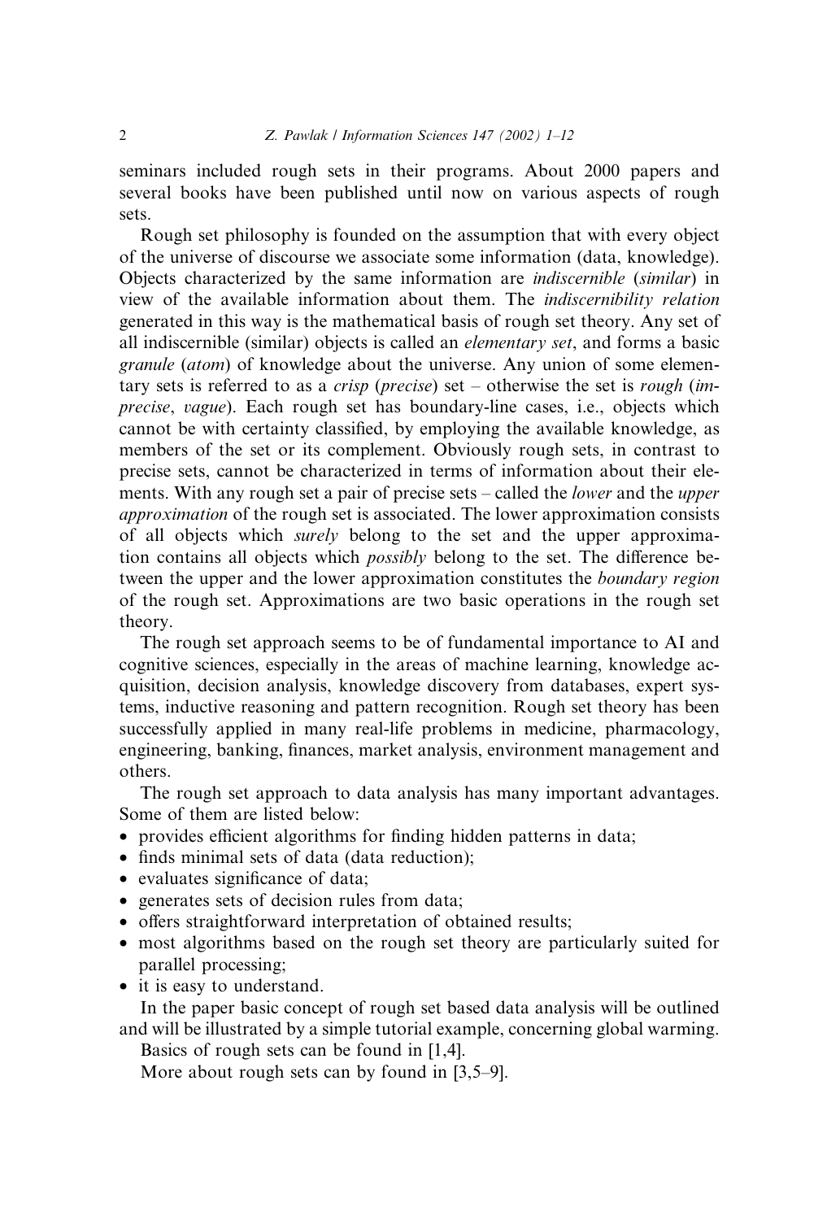seminars included rough sets in their programs. About 2000 papers and several books have been published until now on various aspects of rough sets.

Rough set philosophy is founded on the assumption that with every object of the universe of discourse we associate some information (data, knowledge). Objects characterized by the same information are *indiscernible* (*similar*) in view of the available information about them. The *indiscernibility relation* generated in this way is the mathematical basis of rough set theory. Any set of all indiscernible (similar) objects is called an *elementary set*, and forms a basic *granule* (*atom*) of knowledge about the universe. Any union of some elementary sets is referred to as a *crisp* (*precise*) set – otherwise the set is *rough* (*imprecise*, *vague*). Each rough set has boundary-line cases, i.e., objects which cannot be with certainty classified, by employing the available knowledge, as members of the set or its complement. Obviously rough sets, in contrast to precise sets, cannot be characterized in terms of information about their elements. With any rough set a pair of precise sets – called the *lower* and the *upper approximation* of the rough set is associated. The lower approximation consists of all objects which *surely* belong to the set and the upper approximation contains all objects which *possibly* belong to the set. The difference between the upper and the lower approximation constitutes the *boundary region* of the rough set. Approximations are two basic operations in the rough set theory.

The rough set approach seems to be of fundamental importance to AI and cognitive sciences, especially in the areas of machine learning, knowledge acquisition, decision analysis, knowledge discovery from databases, expert systems, inductive reasoning and pattern recognition. Rough set theory has been successfully applied in many real-life problems in medicine, pharmacology, engineering, banking, finances, market analysis, environment management and others.

The rough set approach to data analysis has many important advantages. Some of them are listed below:

- provides efficient algorithms for finding hidden patterns in data;
- finds minimal sets of data (data reduction);
- evaluates significance of data;
- generates sets of decision rules from data;
- offers straightforward interpretation of obtained results;
- most algorithms based on the rough set theory are particularly suited for parallel processing;
- it is easy to understand.

In the paper basic concept of rough set based data analysis will be outlined and will be illustrated by a simple tutorial example, concerning global warming.

Basics of rough sets can be found in [1,4].

More about rough sets can by found in [3,5–9].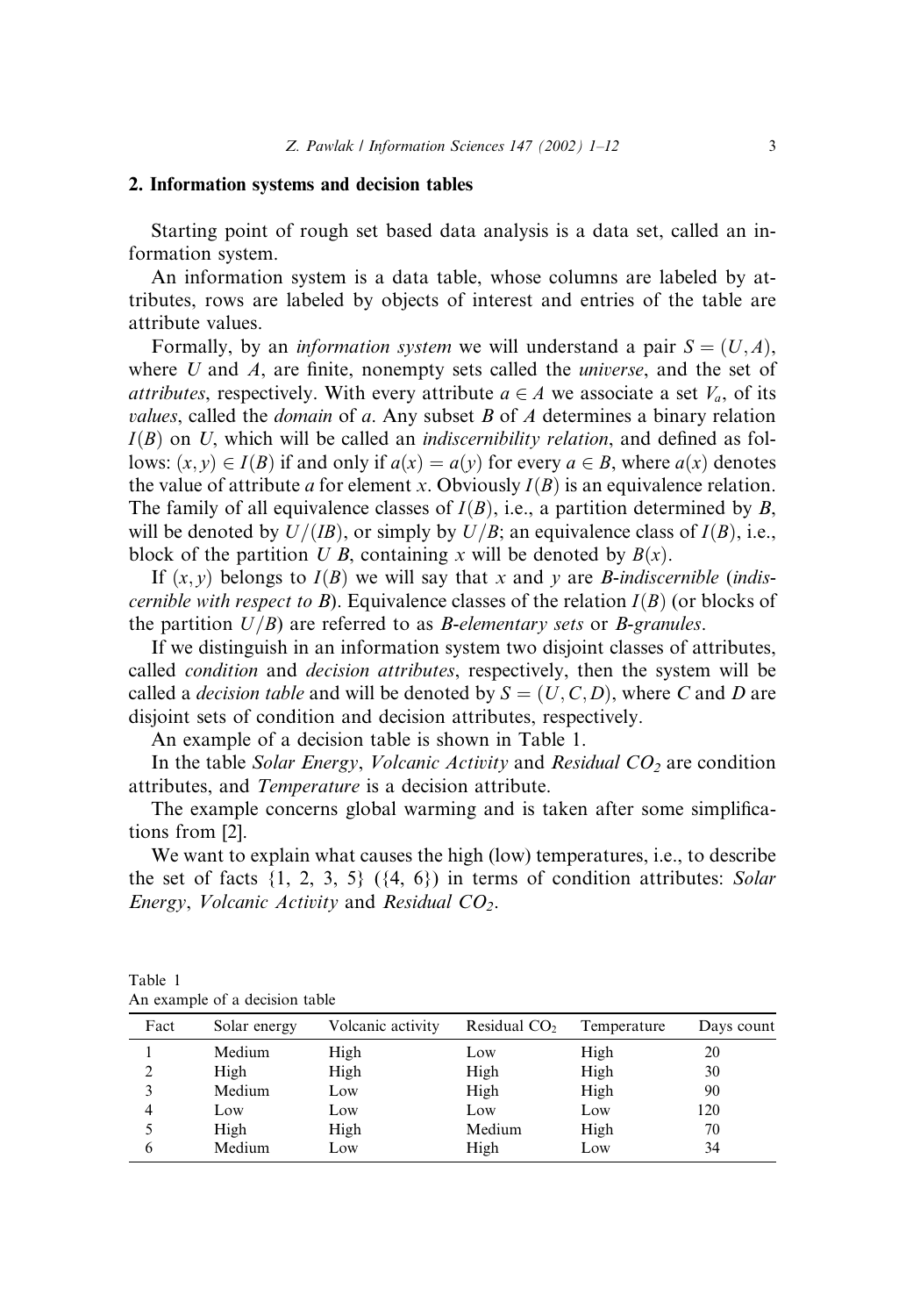## 2. Information systems and decision tables

Starting point of rough set based data analysis is a data set, called an information system.

An information system is a data table, whose columns are labeled by attributes, rows are labeled by objects of interest and entries of the table are attribute values.

Formally, by an *information system* we will understand a pair $S = (U, A)$, where $U$ and $A$, are finite, nonempty sets called the *universe*, and the set of *attributes*, respectively. With every attribute $a \in A$ we associate a set $V_a$, of its *values*, called the *domain* of $a$. Any subset $B$ of $A$ determines a binary relation $I(B)$ on $U$, which will be called an *indiscernibility relation*, and defined as follows: $(x, y) \in I(B)$ if and only if $a(x) = a(y)$ for every $a \in B$, where $a(x)$ denotes the value of attribute $a$ for element $x$. Obviously $I(B)$ is an equivalence relation. The family of all equivalence classes of $I(B)$, i.e., a partition determined by $B$, will be denoted by $U/(IB)$, or simply by $U/B$; an equivalence class of $I(B)$, i.e., block of the partition $U$ $B$, containing $x$ will be denoted by $B(x)$.

If $(x, y)$ belongs to $I(B)$ we will say that $x$ and $y$ are *B-indiscernible* (*indiscernible with respect to B*). Equivalence classes of the relation $I(B)$ (or blocks of the partition $U/B$) are referred to as *B-elementary sets* or *B-granules*.

If we distinguish in an information system two disjoint classes of attributes, called *condition* and *decision attributes*, respectively, then the system will be called a *decision table* and will be denoted by $S = (U, C, D)$, where $C$ and $D$ are disjoint sets of condition and decision attributes, respectively.

An example of a decision table is shown in Table 1.

In the table *Solar Energy*, *Volcanic Activity* and *Residual $CO_2$* are condition attributes, and *Temperature* is a decision attribute.

The example concerns global warming and is taken after some simplifications from [2].

We want to explain what causes the high (low) temperatures, i.e., to describe the set of facts {1, 2, 3, 5} ({4, 6}) in terms of condition attributes: *Solar Energy*, *Volcanic Activity* and *Residual $CO_2$*.

Table 1
An example of a decision table

| Fact | Solar energy | Volcanic activity | Residual $CO_2$ | Temperature | Days count |
|---|---|---|---|---|---|
| 1 | Medium | High | Low | High | 20 |
| 2 | High | High | High | High | 30 |
| 3 | Medium | Low | High | High | 90 |
| 4 | Low | Low | Low | Low | 120 |
| 5 | High | High | Medium | High | 70 |
| 6 | Medium | Low | High | Low | 34 |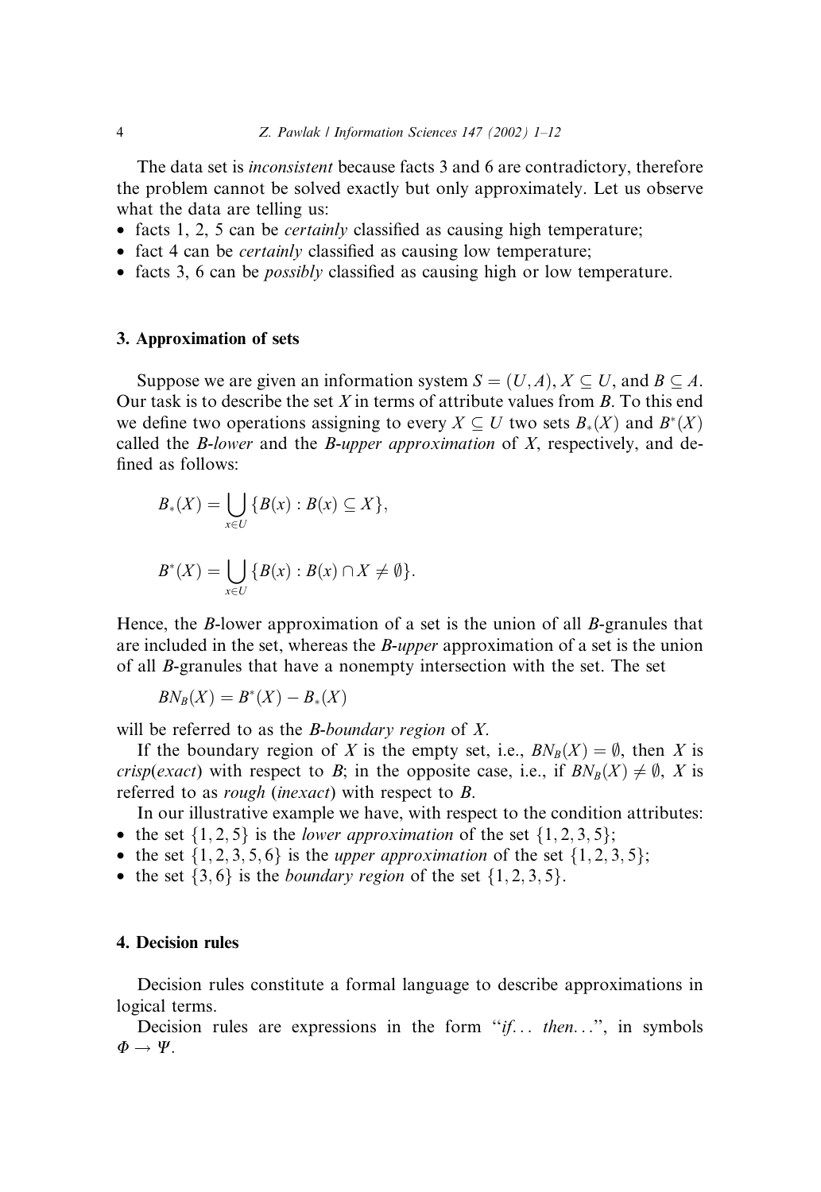The data set is *inconsistent* because facts 3 and 6 are contradictory, therefore the problem cannot be solved exactly but only approximately. Let us observe what the data are telling us:

- facts 1, 2, 5 can be *certainly* classified as causing high temperature;
- fact 4 can be *certainly* classified as causing low temperature;
- facts 3, 6 can be *possibly* classified as causing high or low temperature.

## 3. Approximation of sets

Suppose we are given an information system $S = (U, A)$, $X \subseteq U$, and $B \subseteq A$. Our task is to describe the set $X$ in terms of attribute values from $B$. To this end we define two operations assigning to every $X \subseteq U$ two sets $B_*(X)$ and $B^*(X)$ called the *B-lower* and the *B-upper approximation* of $X$, respectively, and defined as follows:

$$B_*(X) = \bigcup_{x \in U} \{B(x) : B(x) \subseteq X\},$$

$$B^*(X) = \bigcup_{x \in U} \{B(x) : B(x) \cap X \neq \emptyset\}.$$

Hence, the $B$-lower approximation of a set is the union of all $B$-granules that are included in the set, whereas the $B$-*upper* approximation of a set is the union of all $B$-granules that have a nonempty intersection with the set. The set

$$BN_B(X) = B^*(X) - B_*(X)$$

will be referred to as the *B-boundary region* of $X$.

If the boundary region of $X$ is the empty set, i.e., $BN_B(X) = \emptyset$, then $X$ is *crisp*(*exact*) with respect to $B$; in the opposite case, i.e., if $BN_B(X) \neq \emptyset$, $X$ is referred to as *rough* (*inexact*) with respect to $B$.

In our illustrative example we have, with respect to the condition attributes:

- the set $\{1, 2, 5\}$ is the *lower approximation* of the set $\{1, 2, 3, 5\}$;
- the set $\{1, 2, 3, 5, 6\}$ is the *upper approximation* of the set $\{1, 2, 3, 5\}$;
- the set $\{3, 6\}$ is the *boundary region* of the set $\{1, 2, 3, 5\}$.

## 4. Decision rules

Decision rules constitute a formal language to describe approximations in logical terms.

Decision rules are expressions in the form "*if... then...*", in symbols $\Phi \rightarrow \Psi$.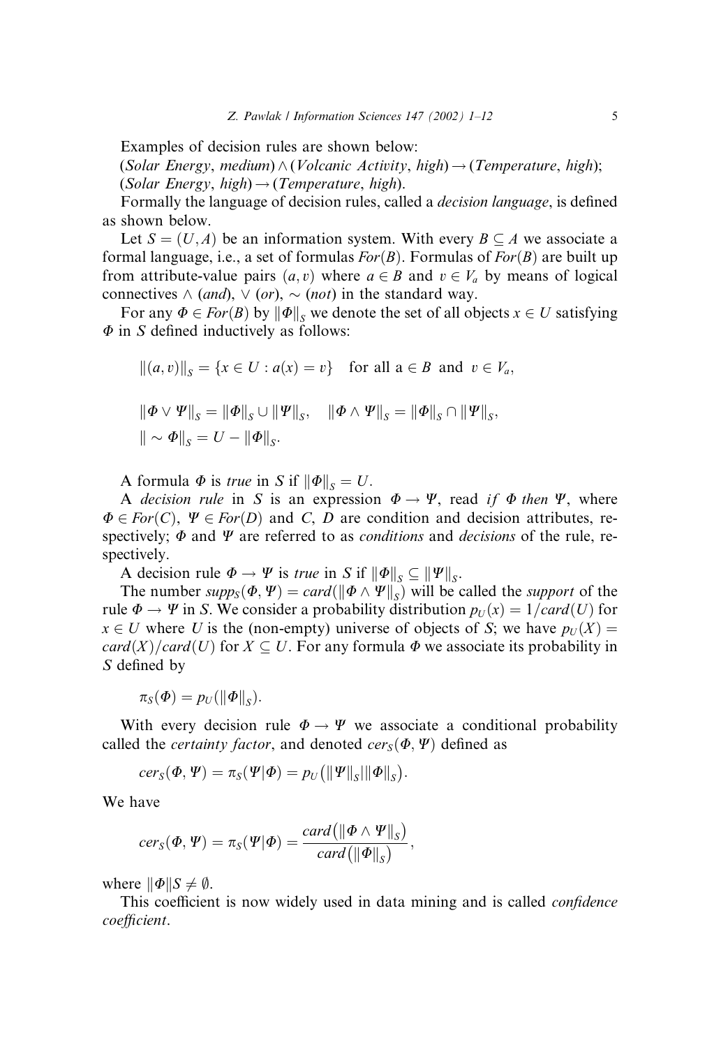Examples of decision rules are shown below:

(*Solar Energy*, *medium*) ∧ (*Volcanic Activity*, *high*) → (*Temperature*, *high*);

(*Solar Energy*, *high*) → (*Temperature*, *high*).

Formally the language of decision rules, called a *decision language*, is defined as shown below.

Let $S = (U, A)$ be an information system. With every $B \subseteq A$ we associate a formal language, i.e., a set of formulas $For(B)$. Formulas of $For(B)$ are built up from attribute-value pairs $(a, v)$ where $a \in B$ and $v \in V_a$ by means of logical connectives ∧ (*and*), ∨ (*or*), ∼ (*not*) in the standard way.

For any $\Phi \in For(B)$ by $\|\Phi\|_S$ we denote the set of all objects $x \in U$ satisfying $\Phi$ in $S$ defined inductively as follows:

$$\|(a, v)\|_S = \{x \in U : a(x) = v\} \quad \text{for all a} \in B \text{ and } v \in V_a,$$

$$\|\Phi \vee \Psi\|_S = \|\Phi\|_S \cup \|\Psi\|_S, \quad \|\Phi \wedge \Psi\|_S = \|\Phi\|_S \cap \|\Psi\|_S,$$
$$\| \sim \Phi\|_S = U - \|\Phi\|_S.$$

A formula $\Phi$ is *true* in $S$ if $\|\Phi\|_S = U$.

A *decision rule* in $S$ is an expression $\Phi \to \Psi$, read *if* $\Phi$ *then* $\Psi$, where $\Phi \in For(C)$, $\Psi \in For(D)$ and $C$, $D$ are condition and decision attributes, respectively; $\Phi$ and $\Psi$ are referred to as *conditions* and *decisions* of the rule, respectively.

A decision rule $\Phi \to \Psi$ is *true* in $S$ if $\|\Phi\|_S \subseteq \|\Psi\|_S$.

The number $supp_S(\Phi, \Psi) = card(\|\Phi \wedge \Psi\|_S)$ will be called the *support* of the rule $\Phi \to \Psi$ in $S$. We consider a probability distribution $p_U(x) = 1/card(U)$ for $x \in U$ where $U$ is the (non-empty) universe of objects of $S$; we have $p_U(X) = card(X)/card(U)$ for $X \subseteq U$. For any formula $\Phi$ we associate its probability in $S$ defined by

$$\pi_S(\Phi) = p_U(\|\Phi\|_S).$$

With every decision rule $\Phi \to \Psi$ we associate a conditional probability called the *certainty factor*, and denoted $cer_S(\Phi, \Psi)$ defined as

$$cer_S(\Phi, \Psi) = \pi_S(\Psi|\Phi) = p_U(\|\Psi\|_S|\|\Phi\|_S).$$

We have

$$cer_S(\Phi, \Psi) = \pi_S(\Psi|\Phi) = \frac{card(\|\Phi \wedge \Psi\|_S)}{card(\|\Phi\|_S)},$$

where $\|\Phi\|S \neq \emptyset$.

This coefficient is now widely used in data mining and is called *confidence coefficient*.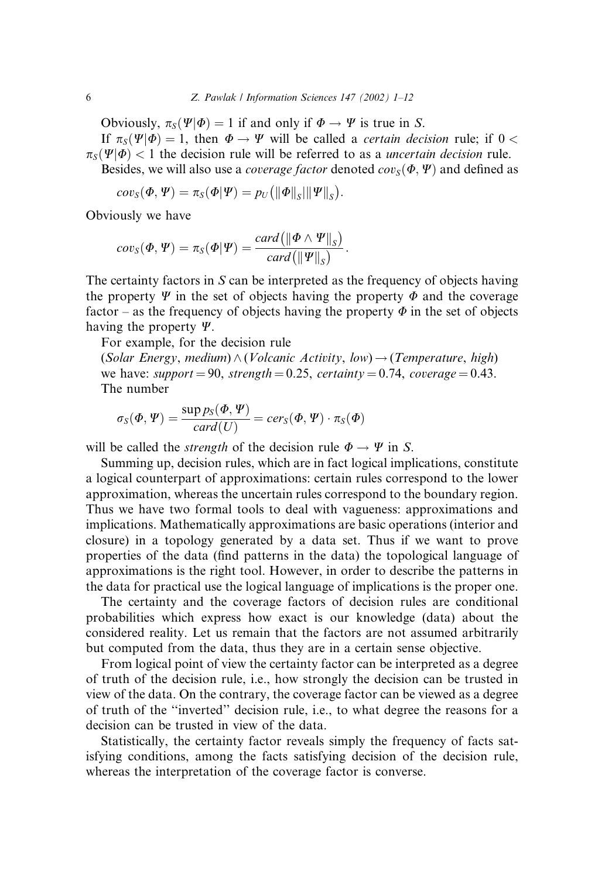Obviously, $\pi_S(\Psi|\Phi) = 1$ if and only if $\Phi \to \Psi$ is true in $S$.

If $\pi_S(\Psi|\Phi) = 1$, then $\Phi \to \Psi$ will be called a *certain decision* rule; if $0 < \pi_S(\Psi|\Phi) < 1$ the decision rule will be referred to as a *uncertain decision* rule.

Besides, we will also use a *coverage factor* denoted $cov_S(\Phi, \Psi)$ and defined as

$$cov_S(\Phi, \Psi) = \pi_S(\Phi|\Psi) = p_U(\|\Phi\|_S|\|\Psi\|_S).$$

Obviously we have

$$cov_S(\Phi, \Psi) = \pi_S(\Phi|\Psi) = \frac{card(\|\Phi \wedge \Psi\|_S)}{card(\|\Psi\|_S)}.$$

The certainty factors in $S$ can be interpreted as the frequency of objects having the property $\Psi$ in the set of objects having the property $\Phi$ and the coverage factor – as the frequency of objects having the property $\Phi$ in the set of objects having the property $\Psi$.

For example, for the decision rule
(*Solar Energy*, *medium*) $\wedge$ (*Volcanic Activity*, *low*) $\to$ (*Temperature*, *high*)
we have: *support* = 90, *strength* = 0.25, *certainty* = 0.74, *coverage* = 0.43.
The number

$$\sigma_S(\Phi, \Psi) = \frac{\sup p_S(\Phi, \Psi)}{card(U)} = cer_S(\Phi, \Psi) \cdot \pi_S(\Phi)$$

will be called the *strength* of the decision rule $\Phi \to \Psi$ in $S$.

Summing up, decision rules, which are in fact logical implications, constitute a logical counterpart of approximations: certain rules correspond to the lower approximation, whereas the uncertain rules correspond to the boundary region. Thus we have two formal tools to deal with vagueness: approximations and implications. Mathematically approximations are basic operations (interior and closure) in a topology generated by a data set. Thus if we want to prove properties of the data (find patterns in the data) the topological language of approximations is the right tool. However, in order to describe the patterns in the data for practical use the logical language of implications is the proper one.

The certainty and the coverage factors of decision rules are conditional probabilities which express how exact is our knowledge (data) about the considered reality. Let us remain that the factors are not assumed arbitrarily but computed from the data, thus they are in a certain sense objective.

From logical point of view the certainty factor can be interpreted as a degree of truth of the decision rule, i.e., how strongly the decision can be trusted in view of the data. On the contrary, the coverage factor can be viewed as a degree of truth of the "inverted" decision rule, i.e., to what degree the reasons for a decision can be trusted in view of the data.

Statistically, the certainty factor reveals simply the frequency of facts satisfying conditions, among the facts satisfying decision of the decision rule, whereas the interpretation of the coverage factor is converse.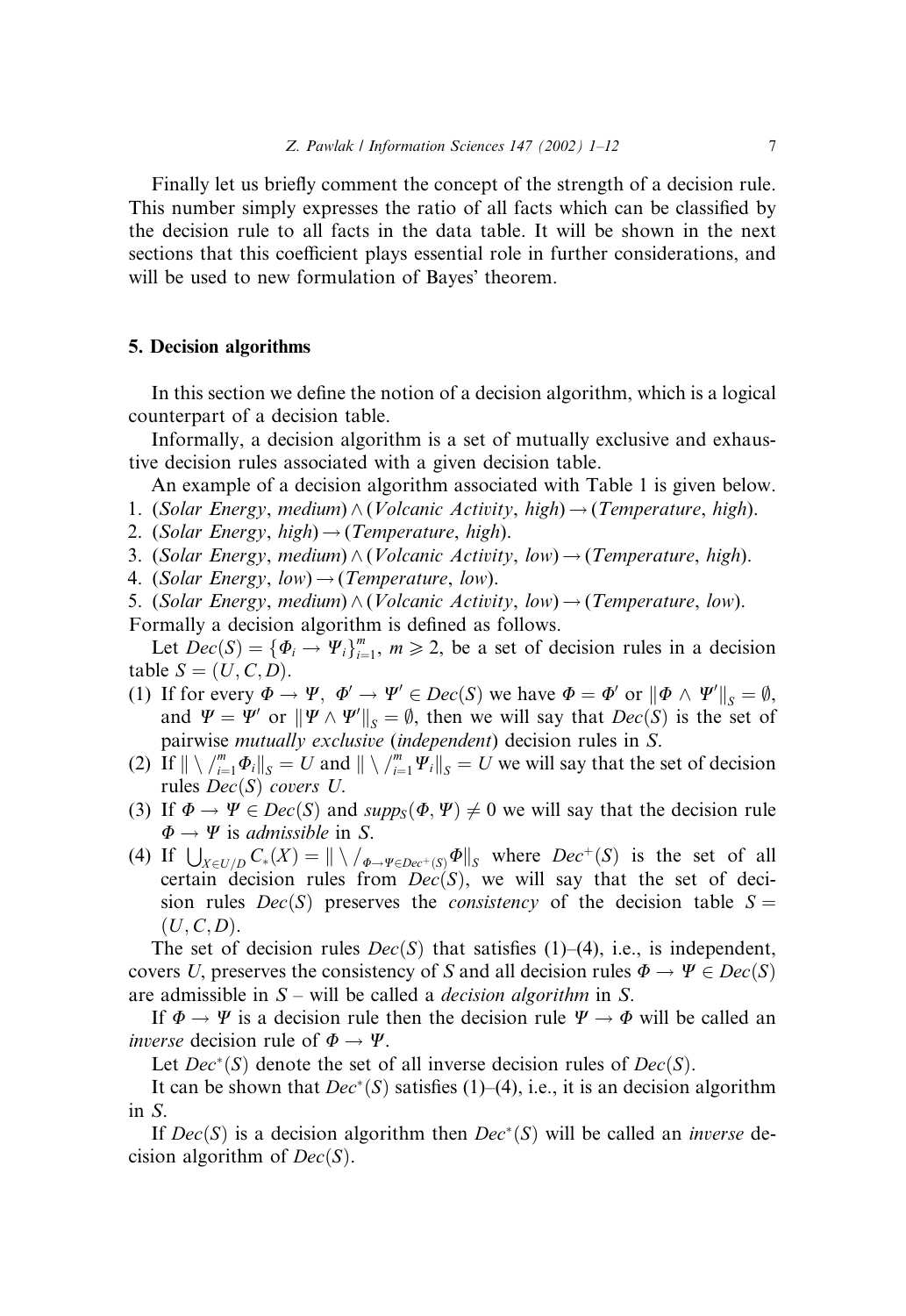Finally let us briefly comment the concept of the strength of a decision rule. This number simply expresses the ratio of all facts which can be classified by the decision rule to all facts in the data table. It will be shown in the next sections that this coefficient plays essential role in further considerations, and will be used to new formulation of Bayes' theorem.

## 5. Decision algorithms

In this section we define the notion of a decision algorithm, which is a logical counterpart of a decision table.

Informally, a decision algorithm is a set of mutually exclusive and exhaustive decision rules associated with a given decision table.

An example of a decision algorithm associated with Table 1 is given below.

1. (*Solar Energy*, *medium*) $\wedge$ (*Volcanic Activity*, *high*) $\rightarrow$ (*Temperature*, *high*).
2. (*Solar Energy*, *high*) $\rightarrow$ (*Temperature*, *high*).
3. (*Solar Energy*, *medium*) $\wedge$ (*Volcanic Activity*, *low*) $\rightarrow$ (*Temperature*, *high*).
4. (*Solar Energy*, *low*) $\rightarrow$ (*Temperature*, *low*).
5. (*Solar Energy*, *medium*) $\wedge$ (*Volcanic Activity*, *low*) $\rightarrow$ (*Temperature*, *low*).

Formally a decision algorithm is defined as follows.

Let $Dec(S) = \{\Phi_i \rightarrow \Psi_i\}_{i=1}^m$, $m \geqslant 2$, be a set of decision rules in a decision table $S = (U, C, D)$.

(1) If for every $\Phi \rightarrow \Psi$, $\Phi' \rightarrow \Psi' \in Dec(S)$ we have $\Phi = \Phi'$ or $\|\Phi \wedge \Psi'\|_S = \emptyset$, and $\Psi = \Psi'$ or $\|\Psi \wedge \Psi'\|_S = \emptyset$, then we will say that $Dec(S)$ is the set of pairwise *mutually exclusive* (*independent*) decision rules in $S$.

(2) If $\| \bigvee_{i=1}^m \Phi_i \|_S = U$ and $\| \bigvee_{i=1}^m \Psi_i \|_S = U$ we will say that the set of decision rules $Dec(S)$ *covers* $U$.

(3) If $\Phi \rightarrow \Psi \in Dec(S)$ and $supp_S(\Phi, \Psi) \neq 0$ we will say that the decision rule $\Phi \rightarrow \Psi$ is *admissible* in $S$.

(4) If $\bigcup_{X \in U/D} C_*(X) = \| \bigvee_{\Phi \rightarrow \Psi \in Dec^+(S)} \Phi \|_S$ where $Dec^+(S)$ is the set of all certain decision rules from $Dec(S)$, we will say that the set of decision rules $Dec(S)$ preserves the *consistency* of the decision table $S = (U, C, D)$.

The set of decision rules $Dec(S)$ that satisfies (1)–(4), i.e., is independent, covers $U$, preserves the consistency of $S$ and all decision rules $\Phi \rightarrow \Psi \in Dec(S)$ are admissible in $S$ – will be called a *decision algorithm* in $S$.

If $\Phi \rightarrow \Psi$ is a decision rule then the decision rule $\Psi \rightarrow \Phi$ will be called an *inverse* decision rule of $\Phi \rightarrow \Psi$.

Let $Dec^*(S)$ denote the set of all inverse decision rules of $Dec(S)$.

It can be shown that $Dec^*(S)$ satisfies (1)–(4), i.e., it is an decision algorithm in $S$.

If $Dec(S)$ is a decision algorithm then $Dec^*(S)$ will be called an *inverse* decision algorithm of $Dec(S)$.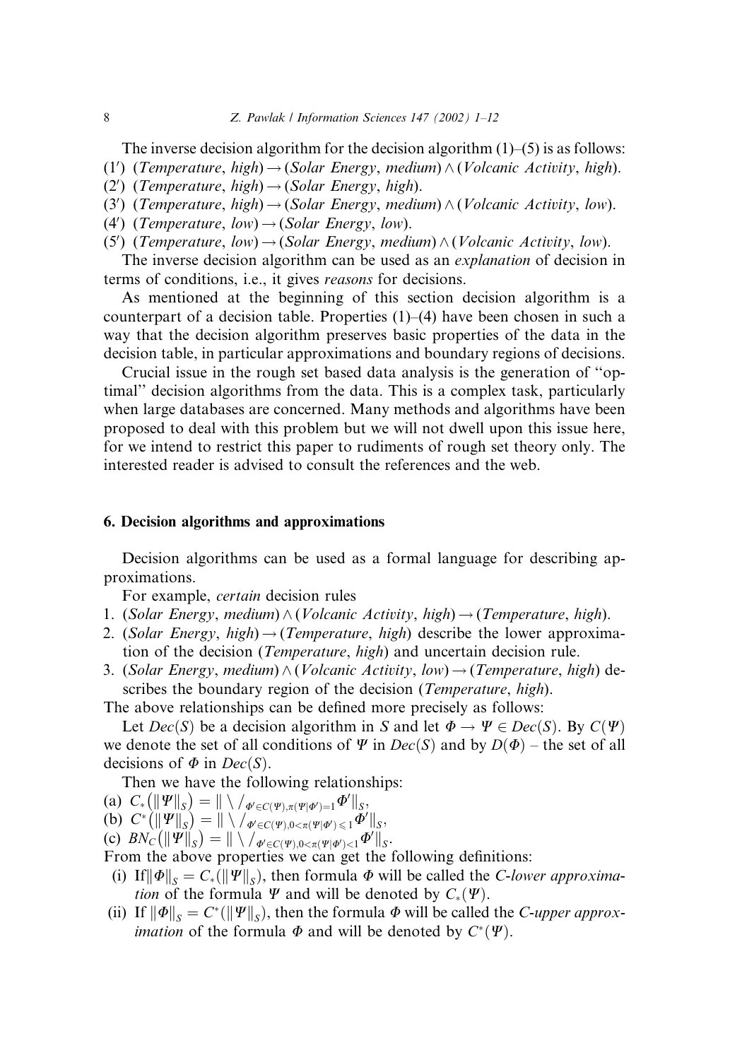The inverse decision algorithm for the decision algorithm (1)–(5) is as follows:

(1′) (*Temperature*, *high*) → (*Solar Energy*, *medium*) ∧ (*Volcanic Activity*, *high*).

(2′) (*Temperature*, *high*) → (*Solar Energy*, *high*).

(3′) (*Temperature*, *high*) → (*Solar Energy*, *medium*) ∧ (*Volcanic Activity*, *low*).

(4′) (*Temperature*, *low*) → (*Solar Energy*, *low*).

(5′) (*Temperature*, *low*) → (*Solar Energy*, *medium*) ∧ (*Volcanic Activity*, *low*).

The inverse decision algorithm can be used as an *explanation* of decision in terms of conditions, i.e., it gives *reasons* for decisions.

As mentioned at the beginning of this section decision algorithm is a counterpart of a decision table. Properties (1)–(4) have been chosen in such a way that the decision algorithm preserves basic properties of the data in the decision table, in particular approximations and boundary regions of decisions.

Crucial issue in the rough set based data analysis is the generation of "optimal" decision algorithms from the data. This is a complex task, particularly when large databases are concerned. Many methods and algorithms have been proposed to deal with this problem but we will not dwell upon this issue here, for we intend to restrict this paper to rudiments of rough set theory only. The interested reader is advised to consult the references and the web.

## 6. Decision algorithms and approximations

Decision algorithms can be used as a formal language for describing approximations.

For example, *certain* decision rules

1. (*Solar Energy*, *medium*) ∧ (*Volcanic Activity*, *high*) → (*Temperature*, *high*).
2. (*Solar Energy*, *high*) → (*Temperature*, *high*) describe the lower approximation of the decision (*Temperature*, *high*) and uncertain decision rule.
3. (*Solar Energy*, *medium*) ∧ (*Volcanic Activity*, *low*) → (*Temperature*, *high*) describes the boundary region of the decision (*Temperature*, *high*).

The above relationships can be defined more precisely as follows:

Let $Dec(S)$ be a decision algorithm in $S$ and let $\Phi \to \Psi \in Dec(S)$. By $C(\Psi)$ we denote the set of all conditions of $\Psi$ in $Dec(S)$ and by $D(\Phi)$ – the set of all decisions of $\Phi$ in $Dec(S)$.

Then we have the following relationships:

(a) $C_*(\|\Psi\|_S) = \| \bigvee_{\Phi' \in C(\Psi), \pi(\Psi|\Phi')=1} \Phi' \|_S$,

(b) $C^*(\|\Psi\|_S) = \| \bigvee_{\Phi' \in C(\Psi), 0<\pi(\Psi|\Phi') \leqslant 1} \Phi' \|_S$,

(c) $BN_C(\|\Psi\|_S) = \| \bigvee_{\Phi' \in C(\Psi), 0<\pi(\Psi|\Phi')<1} \Phi' \|_S$.

From the above properties we can get the following definitions:

(i) If $\|\Phi\|_S = C_*(\|\Psi\|_S)$, then formula $\Phi$ will be called the *C-lower approximation* of the formula $\Psi$ and will be denoted by $C_*(\Psi)$.

(ii) If $\|\Phi\|_S = C^*(\|\Psi\|_S)$, then the formula $\Phi$ will be called the *C-upper approximation* of the formula $\Phi$ and will be denoted by $C^*(\Psi)$.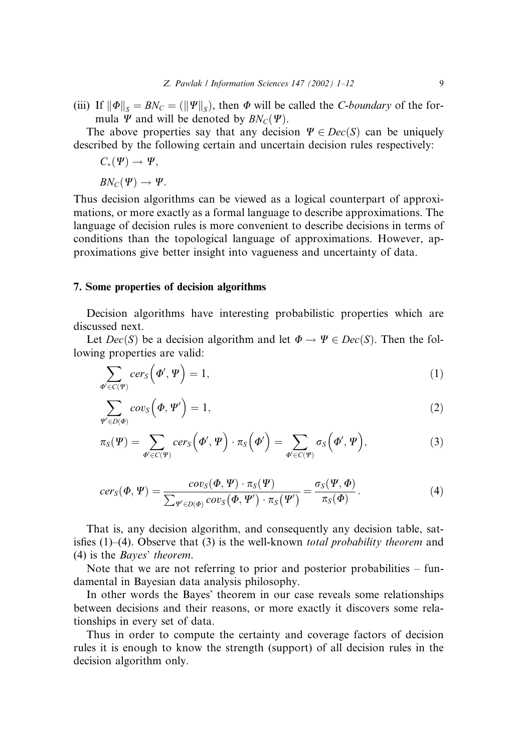(iii) If $\|\Phi\|_S = BN_C = (\|\Psi\|_S)$, then $\Phi$ will be called the *C-boundary* of the formula $\Psi$ and will be denoted by $BN_C(\Psi)$.

The above properties say that any decision $\Psi \in Dec(S)$ can be uniquely described by the following certain and uncertain decision rules respectively:

$$C_*(\Psi) \to \Psi,$$

$$BN_C(\Psi) \to \Psi.$$

Thus decision algorithms can be viewed as a logical counterpart of approximations, or more exactly as a formal language to describe approximations. The language of decision rules is more convenient to describe decisions in terms of conditions than the topological language of approximations. However, approximations give better insight into vagueness and uncertainty of data.

## 7. Some properties of decision algorithms

Decision algorithms have interesting probabilistic properties which are discussed next.

Let $Dec(S)$ be a decision algorithm and let $\Phi \to \Psi \in Dec(S)$. Then the following properties are valid:

$$\sum_{\Phi' \in C(\Psi)} cer_S\left(\Phi', \Psi\right) = 1, \tag{1}$$

$$\sum_{\Psi' \in D(\Phi)} cov_S\left(\Phi, \Psi'\right) = 1, \tag{2}$$

$$\pi_S(\Psi) = \sum_{\Phi' \in C(\Psi)} cer_S\left(\Phi', \Psi\right) \cdot \pi_S\left(\Phi'\right) = \sum_{\Phi' \in C(\Psi)} \sigma_S\left(\Phi', \Psi\right), \tag{3}$$

$$cer_S(\Phi, \Psi) = \frac{cov_S(\Phi, \Psi) \cdot \pi_S(\Psi)}{\sum_{\Psi' \in D(\Phi)} cov_S\left(\Phi, \Psi'\right) \cdot \pi_S\left(\Psi'\right)} = \frac{\sigma_S(\Psi, \Phi)}{\pi_S(\Phi)}. \tag{4}$$

That is, any decision algorithm, and consequently any decision table, satisfies (1)–(4). Observe that (3) is the well-known *total probability theorem* and (4) is the *Bayes' theorem*.

Note that we are not referring to prior and posterior probabilities – fundamental in Bayesian data analysis philosophy.

In other words the Bayes' theorem in our case reveals some relationships between decisions and their reasons, or more exactly it discovers some relationships in every set of data.

Thus in order to compute the certainty and coverage factors of decision rules it is enough to know the strength (support) of all decision rules in the decision algorithm only.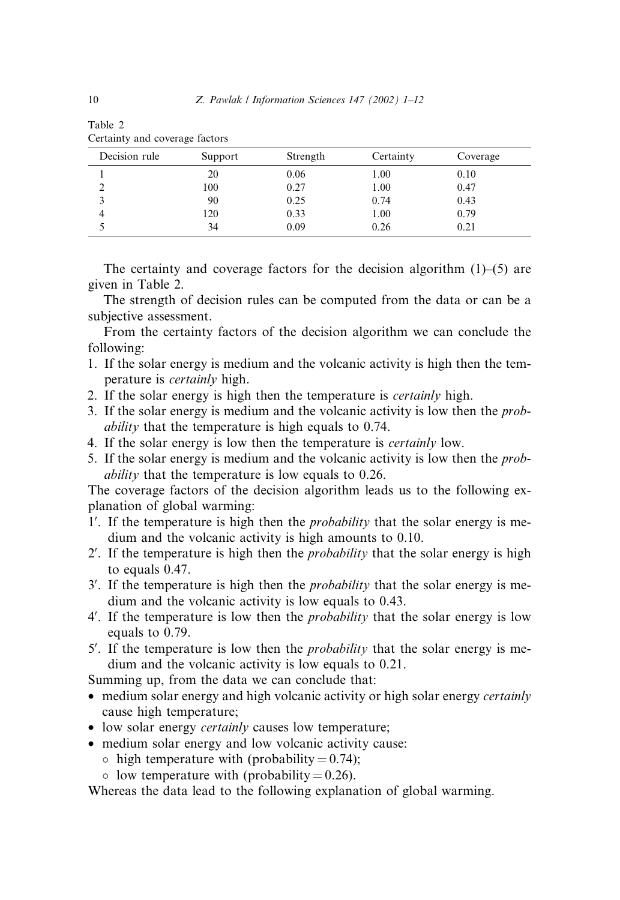Table 2
Certainty and coverage factors

| Decision rule | Support | Strength | Certainty | Coverage |
|---|---|---|---|---|
| 1 | 20 | 0.06 | 1.00 | 0.10 |
| 2 | 100 | 0.27 | 1.00 | 0.47 |
| 3 | 90 | 0.25 | 0.74 | 0.43 |
| 4 | 120 | 0.33 | 1.00 | 0.79 |
| 5 | 34 | 0.09 | 0.26 | 0.21 |

The certainty and coverage factors for the decision algorithm (1)–(5) are given in Table 2.

The strength of decision rules can be computed from the data or can be a subjective assessment.

From the certainty factors of the decision algorithm we can conclude the following:

1. If the solar energy is medium and the volcanic activity is high then the temperature is *certainly* high.
2. If the solar energy is high then the temperature is *certainly* high.
3. If the solar energy is medium and the volcanic activity is low then the *probability* that the temperature is high equals to 0.74.
4. If the solar energy is low then the temperature is *certainly* low.
5. If the solar energy is medium and the volcanic activity is low then the *probability* that the temperature is low equals to 0.26.

The coverage factors of the decision algorithm leads us to the following explanation of global warming:

1′. If the temperature is high then the *probability* that the solar energy is medium and the volcanic activity is high amounts to 0.10.

2′. If the temperature is high then the *probability* that the solar energy is high to equals 0.47.

3′. If the temperature is high then the *probability* that the solar energy is medium and the volcanic activity is low equals to 0.43.

4′. If the temperature is low then the *probability* that the solar energy is low equals to 0.79.

5′. If the temperature is low then the *probability* that the solar energy is medium and the volcanic activity is low equals to 0.21.

Summing up, from the data we can conclude that:

- medium solar energy and high volcanic activity or high solar energy *certainly* cause high temperature;
- low solar energy *certainly* causes low temperature;
- medium solar energy and low volcanic activity cause:
  - high temperature with (probability = 0.74);
  - low temperature with (probability = 0.26).

Whereas the data lead to the following explanation of global warming.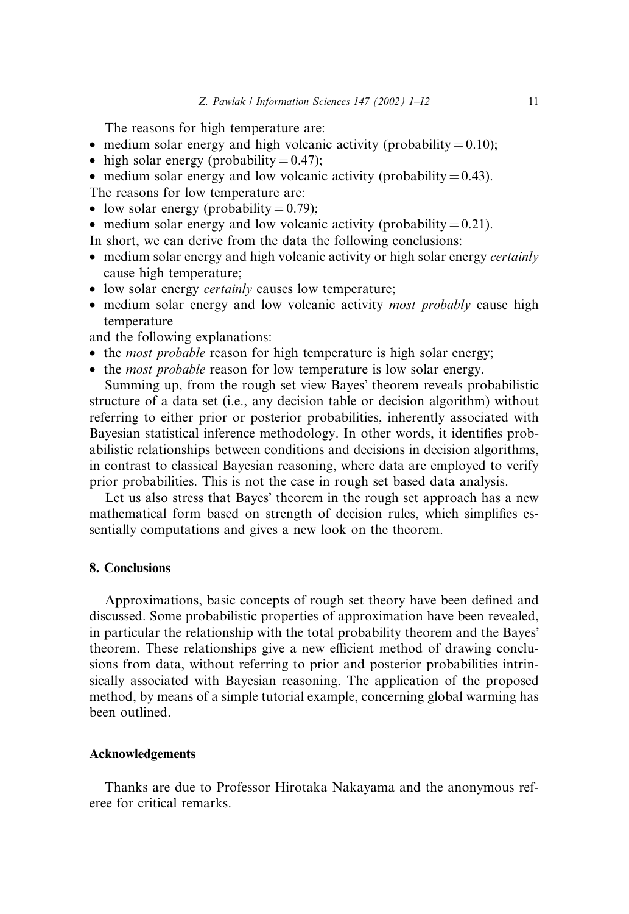The reasons for high temperature are:

- medium solar energy and high volcanic activity (probability = 0.10);
- high solar energy (probability = 0.47);
- medium solar energy and low volcanic activity (probability = 0.43).

The reasons for low temperature are:

- low solar energy (probability = 0.79);
- medium solar energy and low volcanic activity (probability = 0.21).

In short, we can derive from the data the following conclusions:

- medium solar energy and high volcanic activity or high solar energy *certainly* cause high temperature;
- low solar energy *certainly* causes low temperature;
- medium solar energy and low volcanic activity *most probably* cause high temperature

and the following explanations:

- the *most probable* reason for high temperature is high solar energy;
- the *most probable* reason for low temperature is low solar energy.

Summing up, from the rough set view Bayes' theorem reveals probabilistic structure of a data set (i.e., any decision table or decision algorithm) without referring to either prior or posterior probabilities, inherently associated with Bayesian statistical inference methodology. In other words, it identifies probabilistic relationships between conditions and decisions in decision algorithms, in contrast to classical Bayesian reasoning, where data are employed to verify prior probabilities. This is not the case in rough set based data analysis.

Let us also stress that Bayes' theorem in the rough set approach has a new mathematical form based on strength of decision rules, which simplifies essentially computations and gives a new look on the theorem.

## 8. Conclusions

Approximations, basic concepts of rough set theory have been defined and discussed. Some probabilistic properties of approximation have been revealed, in particular the relationship with the total probability theorem and the Bayes' theorem. These relationships give a new efficient method of drawing conclusions from data, without referring to prior and posterior probabilities intrinsically associated with Bayesian reasoning. The application of the proposed method, by means of a simple tutorial example, concerning global warming has been outlined.

## Acknowledgements

Thanks are due to Professor Hirotaka Nakayama and the anonymous referee for critical remarks.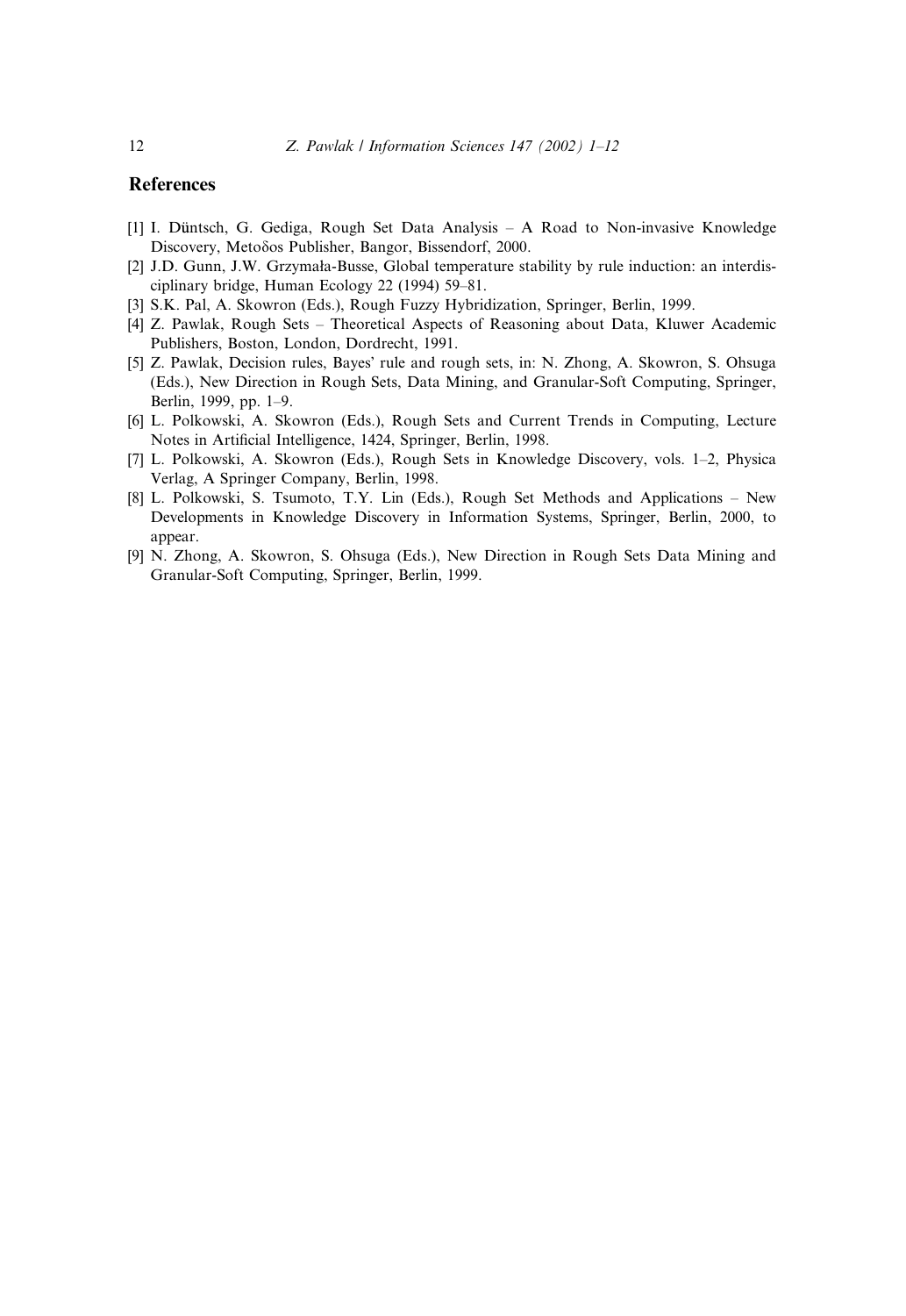## References

[1] I. Düntsch, G. Gediga, Rough Set Data Analysis – A Road to Non-invasive Knowledge Discovery, Metoδos Publisher, Bangor, Bissendorf, 2000.

[2] J.D. Gunn, J.W. Grzymała-Busse, Global temperature stability by rule induction: an interdisciplinary bridge, Human Ecology 22 (1994) 59–81.

[3] S.K. Pal, A. Skowron (Eds.), Rough Fuzzy Hybridization, Springer, Berlin, 1999.

[4] Z. Pawlak, Rough Sets – Theoretical Aspects of Reasoning about Data, Kluwer Academic Publishers, Boston, London, Dordrecht, 1991.

[5] Z. Pawlak, Decision rules, Bayes' rule and rough sets, in: N. Zhong, A. Skowron, S. Ohsuga (Eds.), New Direction in Rough Sets, Data Mining, and Granular-Soft Computing, Springer, Berlin, 1999, pp. 1–9.

[6] L. Polkowski, A. Skowron (Eds.), Rough Sets and Current Trends in Computing, Lecture Notes in Artificial Intelligence, 1424, Springer, Berlin, 1998.

[7] L. Polkowski, A. Skowron (Eds.), Rough Sets in Knowledge Discovery, vols. 1–2, Physica Verlag, A Springer Company, Berlin, 1998.

[8] L. Polkowski, S. Tsumoto, T.Y. Lin (Eds.), Rough Set Methods and Applications – New Developments in Knowledge Discovery in Information Systems, Springer, Berlin, 2000, to appear.

[9] N. Zhong, A. Skowron, S. Ohsuga (Eds.), New Direction in Rough Sets Data Mining and Granular-Soft Computing, Springer, Berlin, 1999.